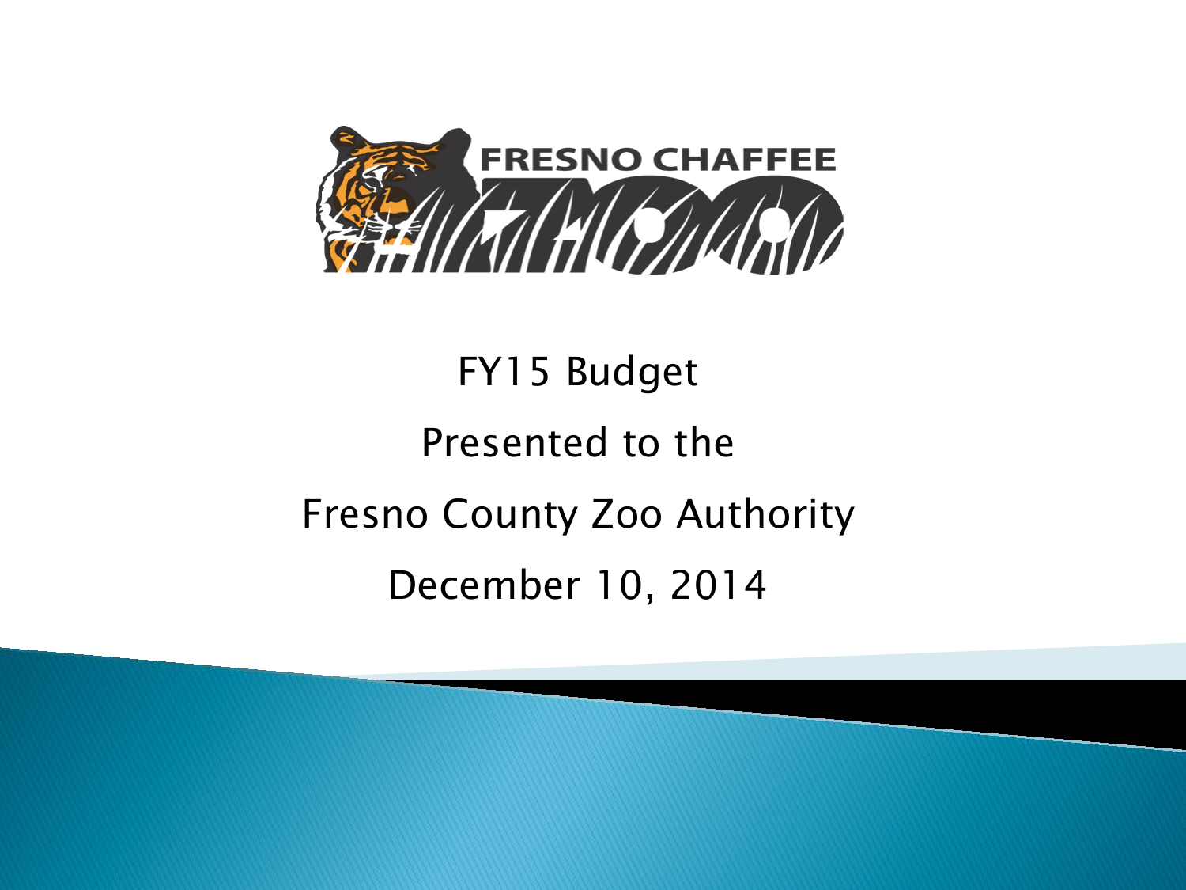FRESNO CHAFFEE ZOO

# FY15 Budget

Presented to the

Fresno County Zoo Authority

December 10, 2014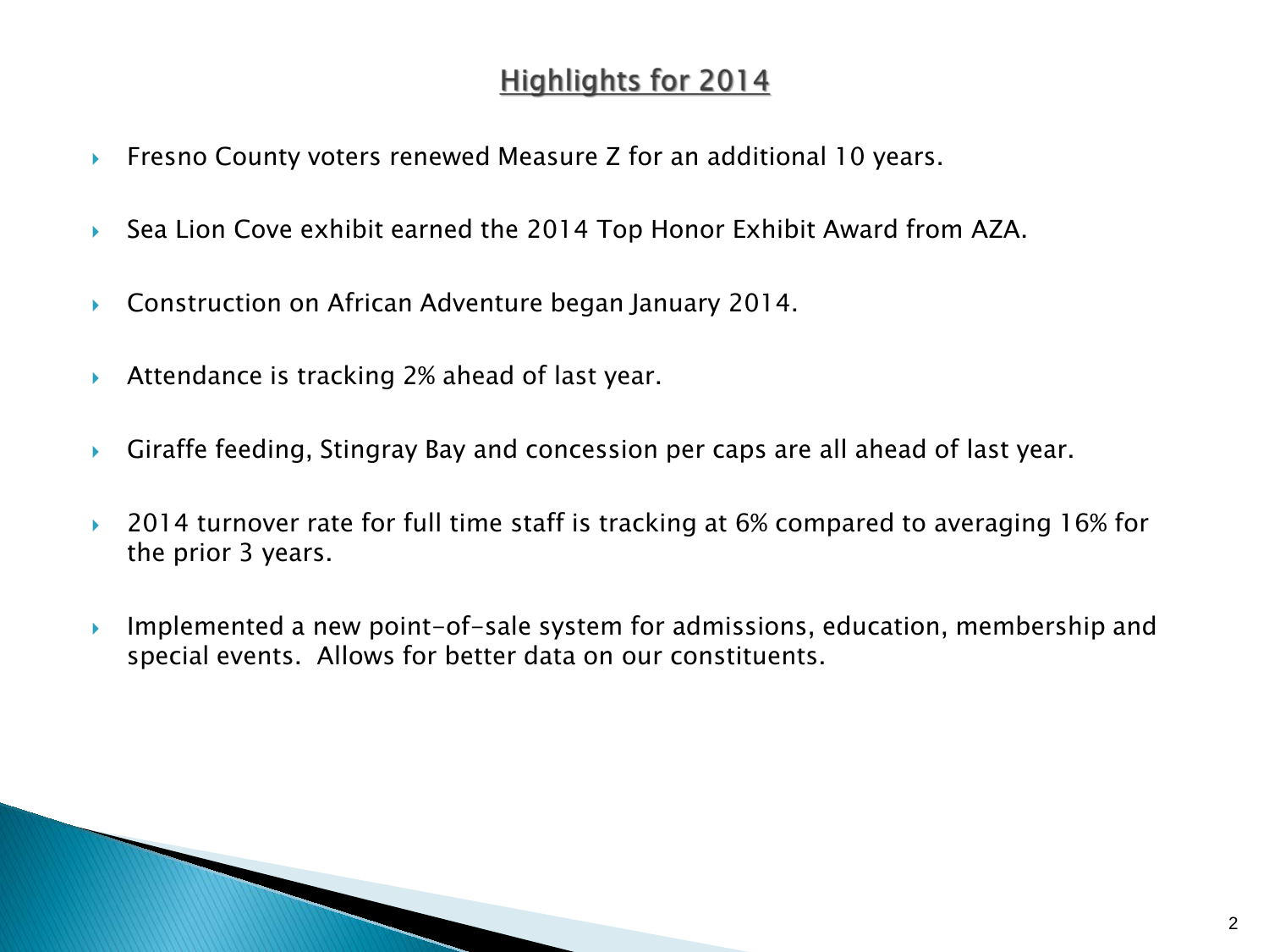## Highlights for 2014

- Fresno County voters renewed Measure Z for an additional 10 years.
- Sea Lion Cove exhibit earned the 2014 Top Honor Exhibit Award from AZA.
- Construction on African Adventure began January 2014.
- Attendance is tracking 2% ahead of last year.
- Giraffe feeding, Stingray Bay and concession per caps are all ahead of last year.
- 2014 turnover rate for full time staff is tracking at 6% compared to averaging 16% for the prior 3 years.
- Implemented a new point-of-sale system for admissions, education, membership and special events. Allows for better data on our constituents.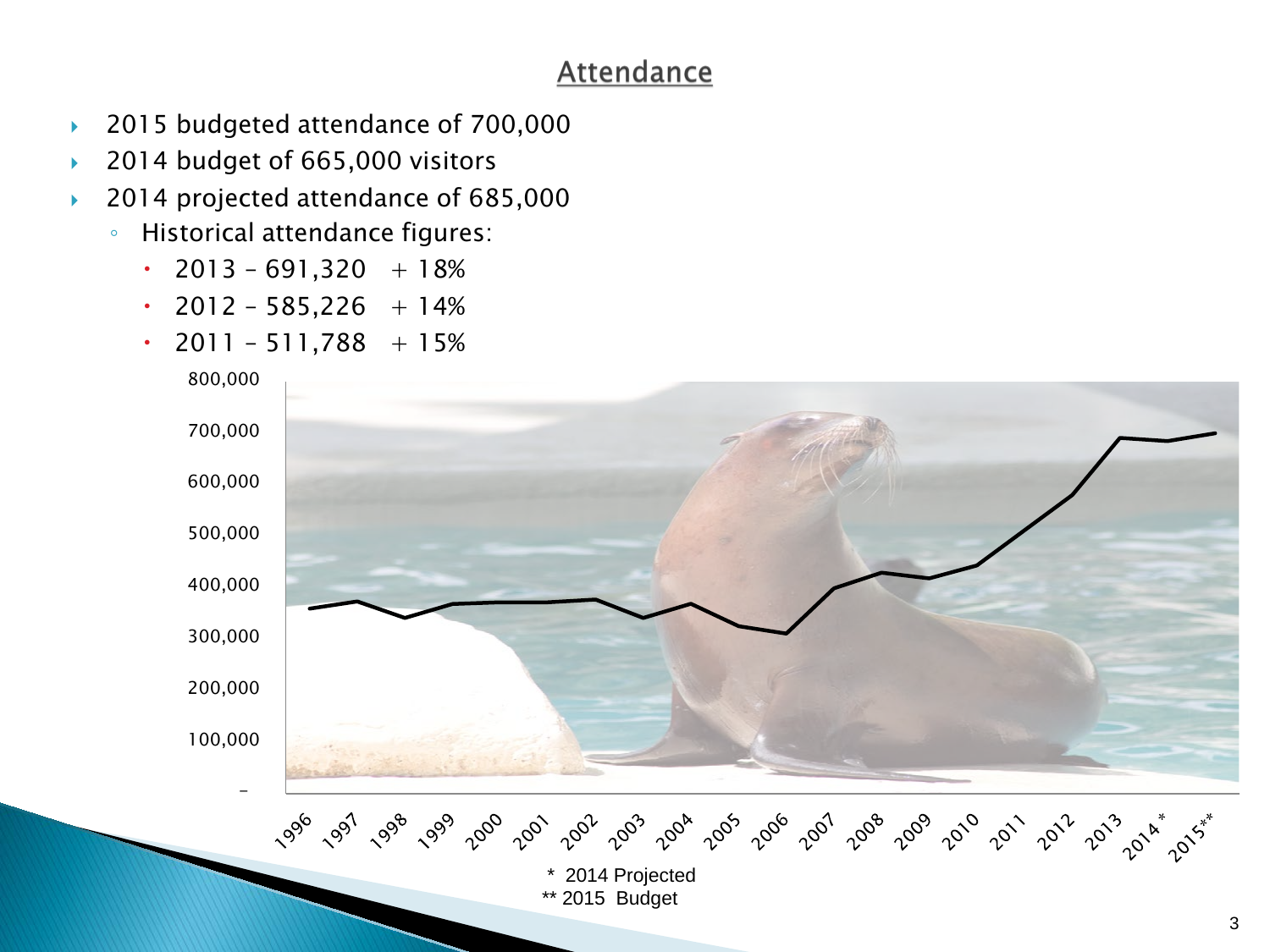# Attendance

- 2015 budgeted attendance of 700,000
- 2014 budget of 665,000 visitors
- 2014 projected attendance of 685,000
  - Historical attendance figures:
    - 2013 – 691,320 + 18%
    - 2012 – 585,226 + 14%
    - 2011 – 511,788 + 15%

\* 2014 Projected
\*\* 2015 Budget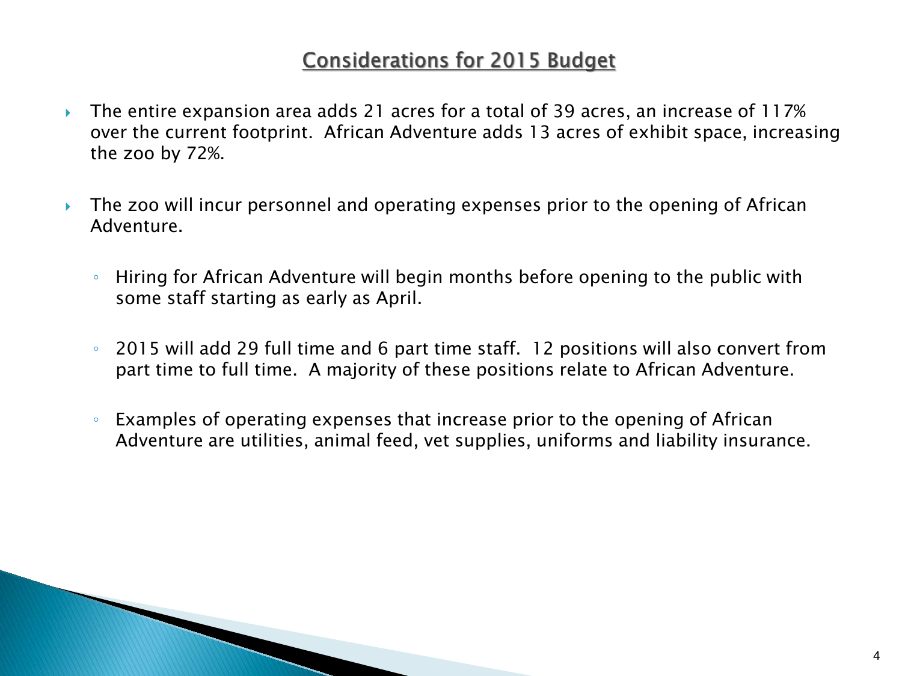## Considerations for 2015 Budget

- The entire expansion area adds 21 acres for a total of 39 acres, an increase of 117% over the current footprint. African Adventure adds 13 acres of exhibit space, increasing the zoo by 72%.

- The zoo will incur personnel and operating expenses prior to the opening of African Adventure.

  - Hiring for African Adventure will begin months before opening to the public with some staff starting as early as April.

  - 2015 will add 29 full time and 6 part time staff. 12 positions will also convert from part time to full time. A majority of these positions relate to African Adventure.

  - Examples of operating expenses that increase prior to the opening of African Adventure are utilities, animal feed, vet supplies, uniforms and liability insurance.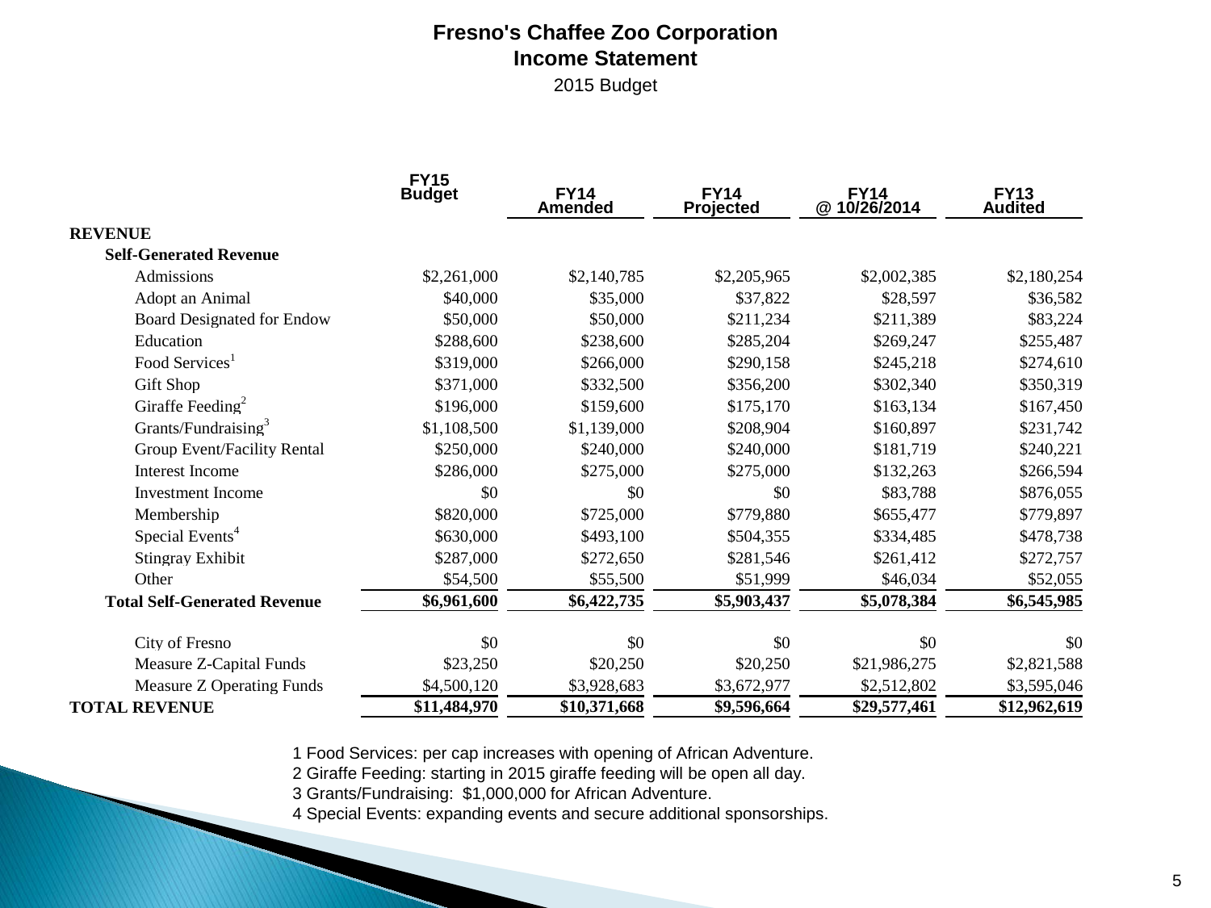# Fresno's Chaffee Zoo Corporation

## Income Statement

2015 Budget

| | FY15 Budget | FY14 Amended | FY14 Projected | FY14 @ 10/26/2014 | FY13 Audited |
|---|---|---|---|---|---|
| **REVENUE** | | | | | |
| **Self-Generated Revenue** | | | | | |
| Admissions | $2,261,000 | $2,140,785 | $2,205,965 | $2,002,385 | $2,180,254 |
| Adopt an Animal | $40,000 | $35,000 | $37,822 | $28,597 | $36,582 |
| Board Designated for Endow | $50,000 | $50,000 | $211,234 | $211,389 | $83,224 |
| Education | $288,600 | $238,600 | $285,204 | $269,247 | $255,487 |
| Food Services[1] | $319,000 | $266,000 | $290,158 | $245,218 | $274,610 |
| Gift Shop | $371,000 | $332,500 | $356,200 | $302,340 | $350,319 |
| Giraffe Feeding[2] | $196,000 | $159,600 | $175,170 | $163,134 | $167,450 |
| Grants/Fundraising[3] | $1,108,500 | $1,139,000 | $208,904 | $160,897 | $231,742 |
| Group Event/Facility Rental | $250,000 | $240,000 | $240,000 | $181,719 | $240,221 |
| Interest Income | $286,000 | $275,000 | $275,000 | $132,263 | $266,594 |
| Investment Income | $0 | $0 | $0 | $83,788 | $876,055 |
| Membership | $820,000 | $725,000 | $779,880 | $655,477 | $779,897 |
| Special Events[4] | $630,000 | $493,100 | $504,355 | $334,485 | $478,738 |
| Stingray Exhibit | $287,000 | $272,650 | $281,546 | $261,412 | $272,757 |
| Other | $54,500 | $55,500 | $51,999 | $46,034 | $52,055 |
| **Total Self-Generated Revenue** | **$6,961,600** | **$6,422,735** | **$5,903,437** | **$5,078,384** | **$6,545,985** |
| City of Fresno | $0 | $0 | $0 | $0 | $0 |
| Measure Z-Capital Funds | $23,250 | $20,250 | $20,250 | $21,986,275 | $2,821,588 |
| Measure Z Operating Funds | $4,500,120 | $3,928,683 | $3,672,977 | $2,512,802 | $3,595,046 |
| **TOTAL REVENUE** | **$11,484,970** | **$10,371,668** | **$9,596,664** | **$29,577,461** | **$12,962,619** |

1 Food Services: per cap increases with opening of African Adventure.
2 Giraffe Feeding: starting in 2015 giraffe feeding will be open all day.
3 Grants/Fundraising: $1,000,000 for African Adventure.
4 Special Events: expanding events and secure additional sponsorships.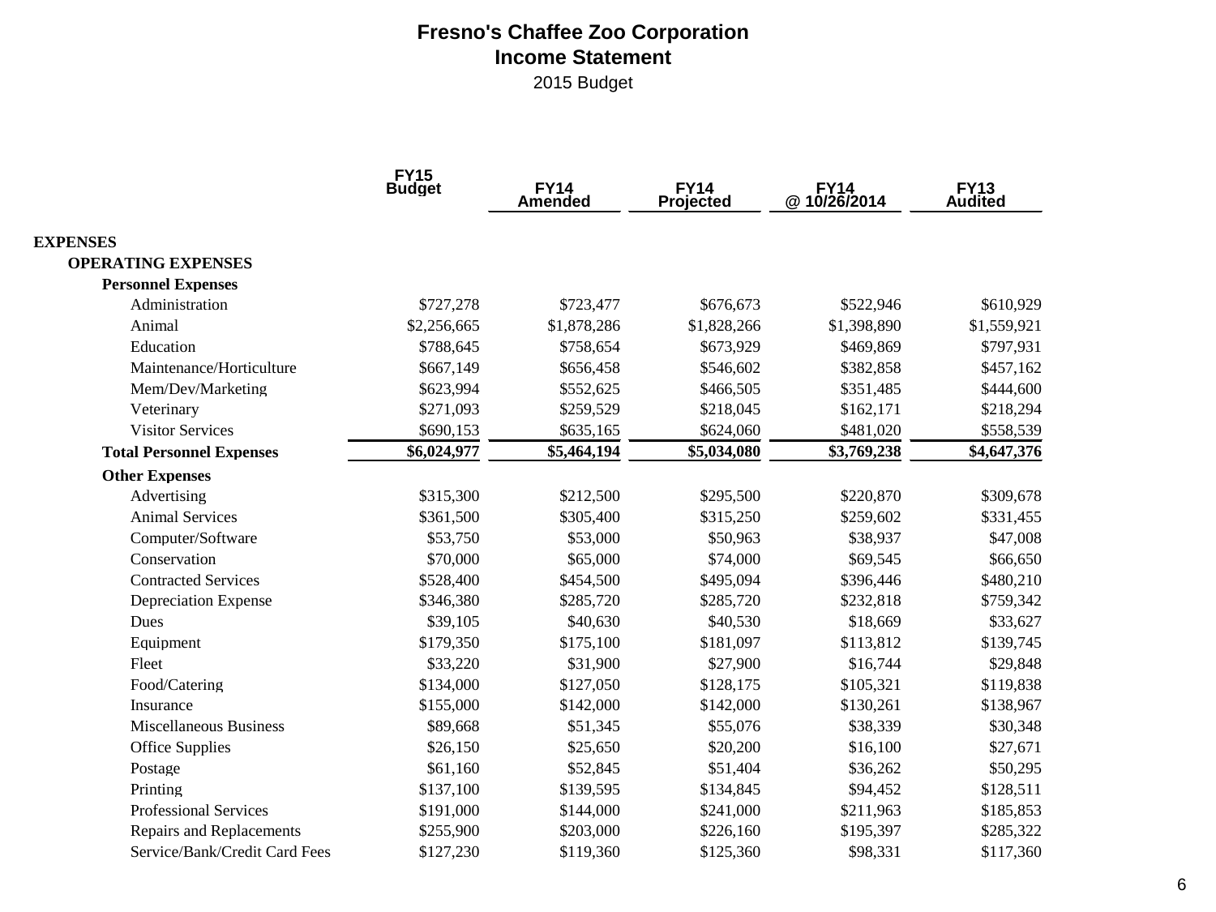# Fresno's Chaffee Zoo Corporation

## Income Statement

2015 Budget

| | FY15 Budget | FY14 Amended | FY14 Projected | FY14 @ 10/26/2014 | FY13 Audited |
|---|---|---|---|---|---|
| **EXPENSES** | | | | | |
| **OPERATING EXPENSES** | | | | | |
| **Personnel Expenses** | | | | | |
| Administration | $727,278 | $723,477 | $676,673 | $522,946 | $610,929 |
| Animal | $2,256,665 | $1,878,286 | $1,828,266 | $1,398,890 | $1,559,921 |
| Education | $788,645 | $758,654 | $673,929 | $469,869 | $797,931 |
| Maintenance/Horticulture | $667,149 | $656,458 | $546,602 | $382,858 | $457,162 |
| Mem/Dev/Marketing | $623,994 | $552,625 | $466,505 | $351,485 | $444,600 |
| Veterinary | $271,093 | $259,529 | $218,045 | $162,171 | $218,294 |
| Visitor Services | $690,153 | $635,165 | $624,060 | $481,020 | $558,539 |
| **Total Personnel Expenses** | **$6,024,977** | **$5,464,194** | **$5,034,080** | **$3,769,238** | **$4,647,376** |
| **Other Expenses** | | | | | |
| Advertising | $315,300 | $212,500 | $295,500 | $220,870 | $309,678 |
| Animal Services | $361,500 | $305,400 | $315,250 | $259,602 | $331,455 |
| Computer/Software | $53,750 | $53,000 | $50,963 | $38,937 | $47,008 |
| Conservation | $70,000 | $65,000 | $74,000 | $69,545 | $66,650 |
| Contracted Services | $528,400 | $454,500 | $495,094 | $396,446 | $480,210 |
| Depreciation Expense | $346,380 | $285,720 | $285,720 | $232,818 | $759,342 |
| Dues | $39,105 | $40,630 | $40,530 | $18,669 | $33,627 |
| Equipment | $179,350 | $175,100 | $181,097 | $113,812 | $139,745 |
| Fleet | $33,220 | $31,900 | $27,900 | $16,744 | $29,848 |
| Food/Catering | $134,000 | $127,050 | $128,175 | $105,321 | $119,838 |
| Insurance | $155,000 | $142,000 | $142,000 | $130,261 | $138,967 |
| Miscellaneous Business | $89,668 | $51,345 | $55,076 | $38,339 | $30,348 |
| Office Supplies | $26,150 | $25,650 | $20,200 | $16,100 | $27,671 |
| Postage | $61,160 | $52,845 | $51,404 | $36,262 | $50,295 |
| Printing | $137,100 | $139,595 | $134,845 | $94,452 | $128,511 |
| Professional Services | $191,000 | $144,000 | $241,000 | $211,963 | $185,853 |
| Repairs and Replacements | $255,900 | $203,000 | $226,160 | $195,397 | $285,322 |
| Service/Bank/Credit Card Fees | $127,230 | $119,360 | $125,360 | $98,331 | $117,360 |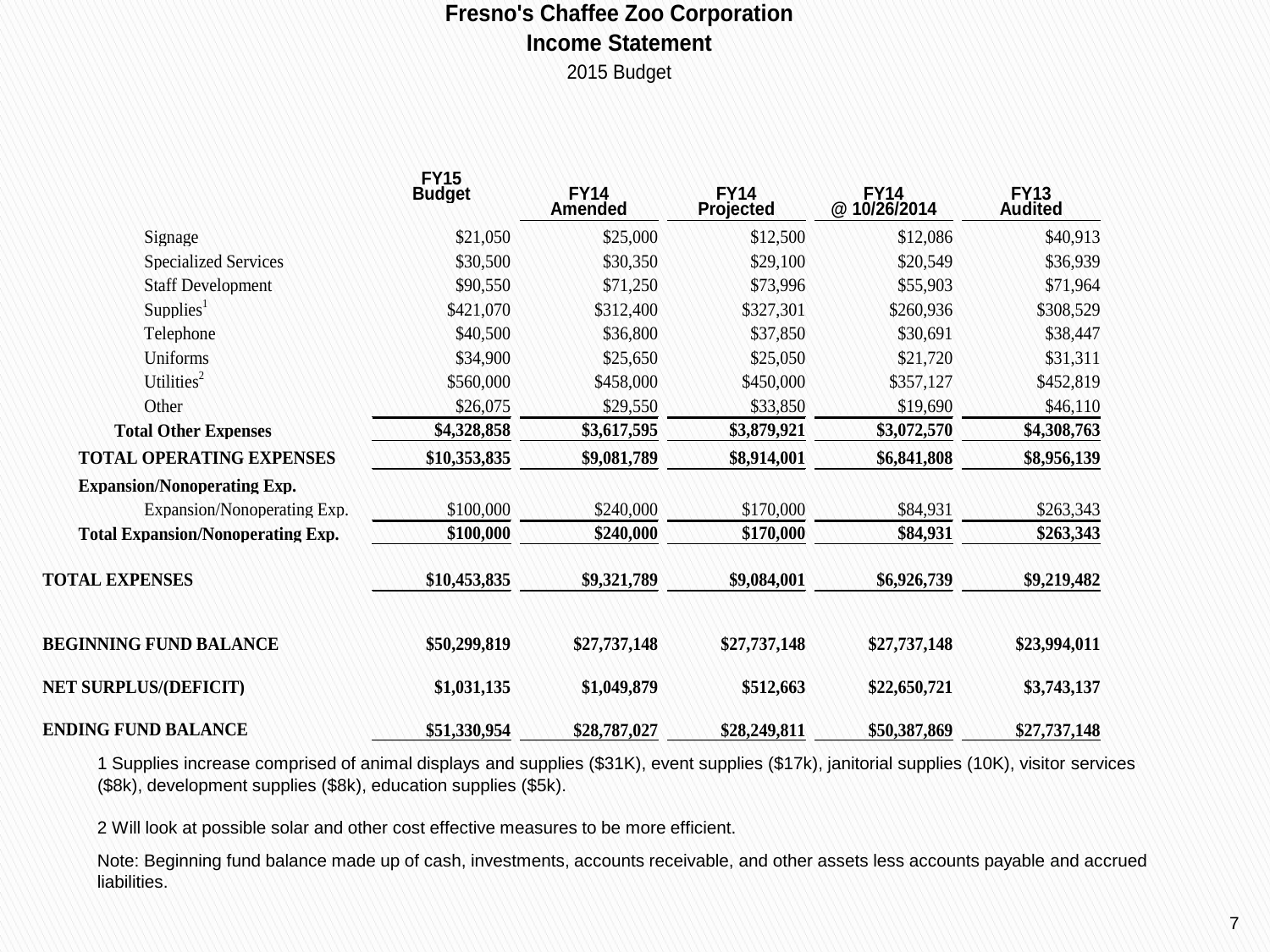# Fresno's Chaffee Zoo Corporation

## Income Statement

2015 Budget

| | FY15 Budget | FY14 Amended | FY14 Projected | FY14 @ 10/26/2014 | FY13 Audited |
|---|---|---|---|---|---|
| Signage | $21,050 | $25,000 | $12,500 | $12,086 | $40,913 |
| Specialized Services | $30,500 | $30,350 | $29,100 | $20,549 | $36,939 |
| Staff Development | $90,550 | $71,250 | $73,996 | $55,903 | $71,964 |
| Supplies[1] | $421,070 | $312,400 | $327,301 | $260,936 | $308,529 |
| Telephone | $40,500 | $36,800 | $37,850 | $30,691 | $38,447 |
| Uniforms | $34,900 | $25,650 | $25,050 | $21,720 | $31,311 |
| Utilities[2] | $560,000 | $458,000 | $450,000 | $357,127 | $452,819 |
| Other | $26,075 | $29,550 | $33,850 | $19,690 | $46,110 |
| **Total Other Expenses** | **$4,328,858** | **$3,617,595** | **$3,879,921** | **$3,072,570** | **$4,308,763** |
| **TOTAL OPERATING EXPENSES** | **$10,353,835** | **$9,081,789** | **$8,914,001** | **$6,841,808** | **$8,956,139** |
| **Expansion/Nonoperating Exp.** | | | | | |
| Expansion/Nonoperating Exp. | $100,000 | $240,000 | $170,000 | $84,931 | $263,343 |
| **Total Expansion/Nonoperating Exp.** | **$100,000** | **$240,000** | **$170,000** | **$84,931** | **$263,343** |
| **TOTAL EXPENSES** | **$10,453,835** | **$9,321,789** | **$9,084,001** | **$6,926,739** | **$9,219,482** |
| **BEGINNING FUND BALANCE** | **$50,299,819** | **$27,737,148** | **$27,737,148** | **$27,737,148** | **$23,994,011** |
| **NET SURPLUS/(DEFICIT)** | **$1,031,135** | **$1,049,879** | **$512,663** | **$22,650,721** | **$3,743,137** |
| **ENDING FUND BALANCE** | **$51,330,954** | **$28,787,027** | **$28,249,811** | **$50,387,869** | **$27,737,148** |

1 Supplies increase comprised of animal displays and supplies ($31K), event supplies ($17k), janitorial supplies (10K), visitor services ($8k), development supplies ($8k), education supplies ($5k).

2 Will look at possible solar and other cost effective measures to be more efficient.

Note: Beginning fund balance made up of cash, investments, accounts receivable, and other assets less accounts payable and accrued liabilities.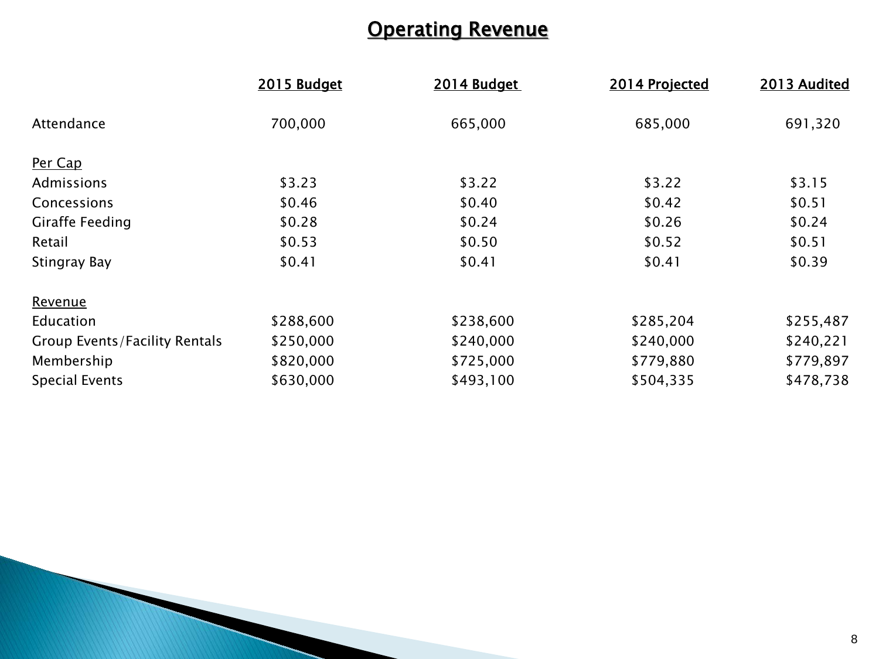# Operating Revenue

| | 2015 Budget | 2014 Budget | 2014 Projected | 2013 Audited |
|---|---|---|---|---|
| Attendance | 700,000 | 665,000 | 685,000 | 691,320 |
| Per Cap | | | | |
| Admissions | $3.23 | $3.22 | $3.22 | $3.15 |
| Concessions | $0.46 | $0.40 | $0.42 | $0.51 |
| Giraffe Feeding | $0.28 | $0.24 | $0.26 | $0.24 |
| Retail | $0.53 | $0.50 | $0.52 | $0.51 |
| Stingray Bay | $0.41 | $0.41 | $0.41 | $0.39 |
| Revenue | | | | |
| Education | $288,600 | $238,600 | $285,204 | $255,487 |
| Group Events/Facility Rentals | $250,000 | $240,000 | $240,000 | $240,221 |
| Membership | $820,000 | $725,000 | $779,880 | $779,897 |
| Special Events | $630,000 | $493,100 | $504,335 | $478,738 |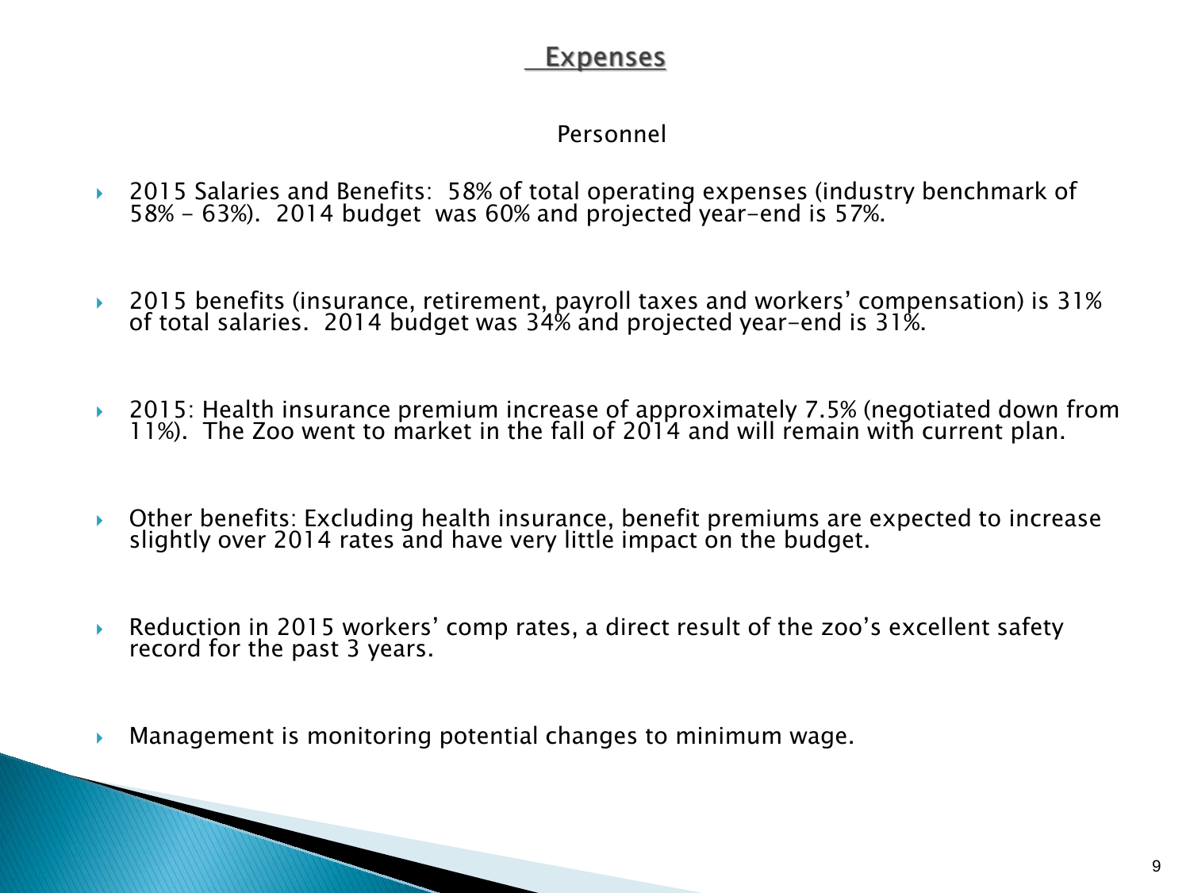# Expenses

## Personnel

- 2015 Salaries and Benefits: 58% of total operating expenses (industry benchmark of 58% - 63%). 2014 budget was 60% and projected year-end is 57%.

- 2015 benefits (insurance, retirement, payroll taxes and workers' compensation) is 31% of total salaries. 2014 budget was 34% and projected year-end is 31%.

- 2015: Health insurance premium increase of approximately 7.5% (negotiated down from 11%). The Zoo went to market in the fall of 2014 and will remain with current plan.

- Other benefits: Excluding health insurance, benefit premiums are expected to increase slightly over 2014 rates and have very little impact on the budget.

- Reduction in 2015 workers' comp rates, a direct result of the zoo's excellent safety record for the past 3 years.

- Management is monitoring potential changes to minimum wage.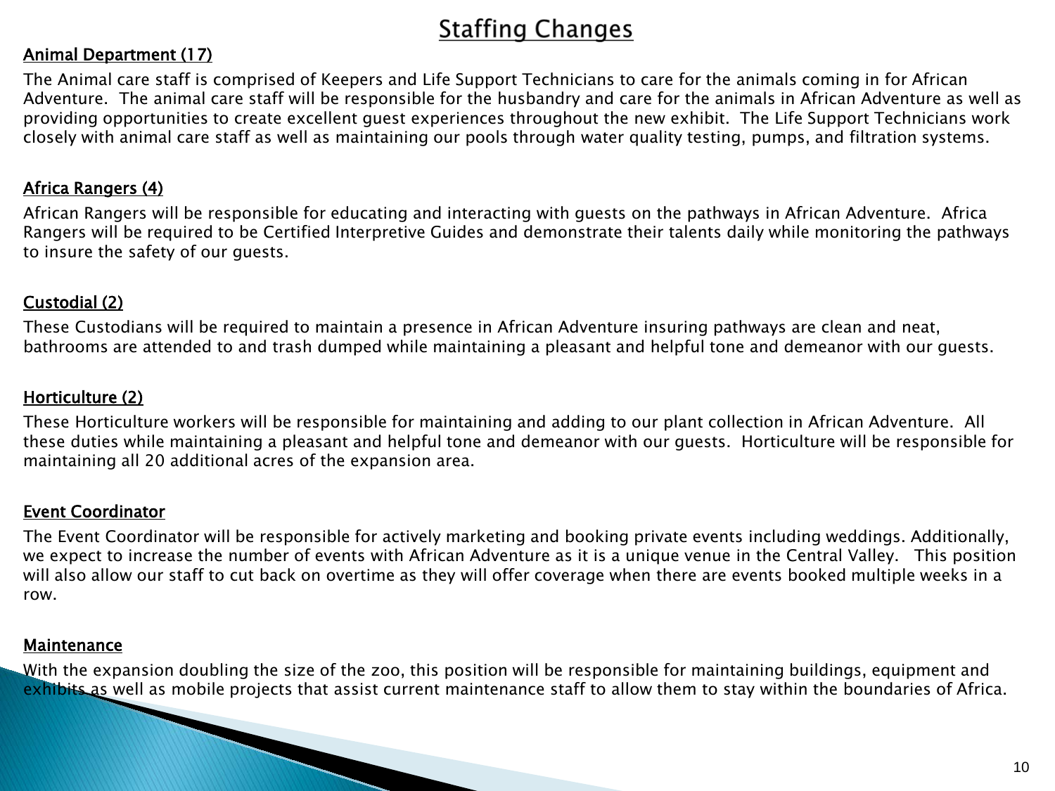# Staffing Changes

## Animal Department (17)

The Animal care staff is comprised of Keepers and Life Support Technicians to care for the animals coming in for African Adventure. The animal care staff will be responsible for the husbandry and care for the animals in African Adventure as well as providing opportunities to create excellent guest experiences throughout the new exhibit. The Life Support Technicians work closely with animal care staff as well as maintaining our pools through water quality testing, pumps, and filtration systems.

## Africa Rangers (4)

African Rangers will be responsible for educating and interacting with guests on the pathways in African Adventure. Africa Rangers will be required to be Certified Interpretive Guides and demonstrate their talents daily while monitoring the pathways to insure the safety of our guests.

## Custodial (2)

These Custodians will be required to maintain a presence in African Adventure insuring pathways are clean and neat, bathrooms are attended to and trash dumped while maintaining a pleasant and helpful tone and demeanor with our guests.

## Horticulture (2)

These Horticulture workers will be responsible for maintaining and adding to our plant collection in African Adventure. All these duties while maintaining a pleasant and helpful tone and demeanor with our guests. Horticulture will be responsible for maintaining all 20 additional acres of the expansion area.

## Event Coordinator

The Event Coordinator will be responsible for actively marketing and booking private events including weddings. Additionally, we expect to increase the number of events with African Adventure as it is a unique venue in the Central Valley. This position will also allow our staff to cut back on overtime as they will offer coverage when there are events booked multiple weeks in a row.

## Maintenance

With the expansion doubling the size of the zoo, this position will be responsible for maintaining buildings, equipment and exhibits as well as mobile projects that assist current maintenance staff to allow them to stay within the boundaries of Africa.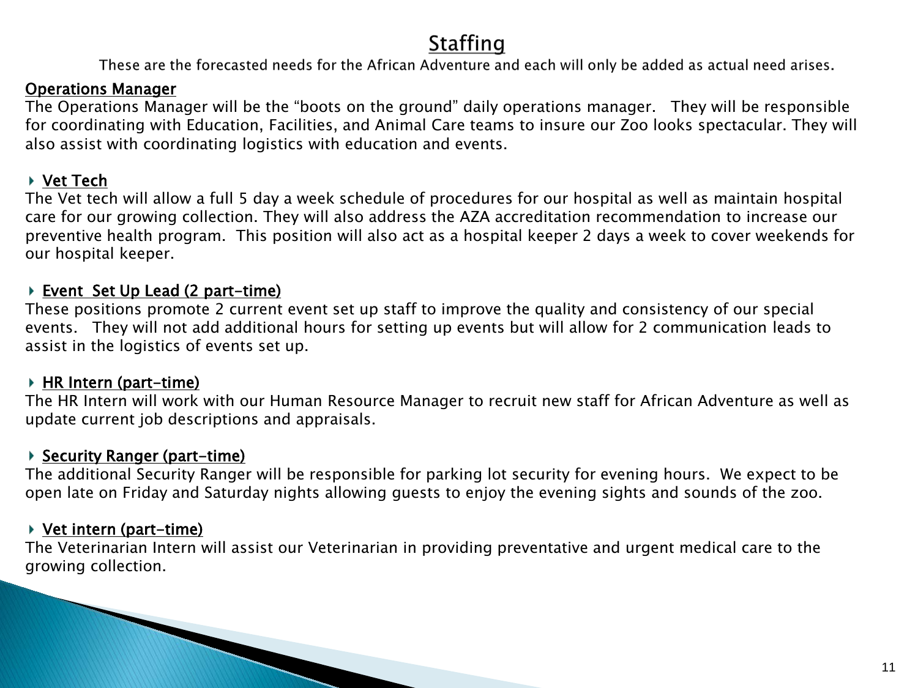# Staffing

These are the forecasted needs for the African Adventure and each will only be added as actual need arises.

**Operations Manager**

The Operations Manager will be the "boots on the ground" daily operations manager. They will be responsible for coordinating with Education, Facilities, and Animal Care teams to insure our Zoo looks spectacular. They will also assist with coordinating logistics with education and events.

- **Vet Tech**

The Vet tech will allow a full 5 day a week schedule of procedures for our hospital as well as maintain hospital care for our growing collection. They will also address the AZA accreditation recommendation to increase our preventive health program. This position will also act as a hospital keeper 2 days a week to cover weekends for our hospital keeper.

- **Event Set Up Lead (2 part-time)**

These positions promote 2 current event set up staff to improve the quality and consistency of our special events. They will not add additional hours for setting up events but will allow for 2 communication leads to assist in the logistics of events set up.

- **HR Intern (part-time)**

The HR Intern will work with our Human Resource Manager to recruit new staff for African Adventure as well as update current job descriptions and appraisals.

- **Security Ranger (part-time)**

The additional Security Ranger will be responsible for parking lot security for evening hours. We expect to be open late on Friday and Saturday nights allowing guests to enjoy the evening sights and sounds of the zoo.

- **Vet intern (part-time)**

The Veterinarian Intern will assist our Veterinarian in providing preventative and urgent medical care to the growing collection.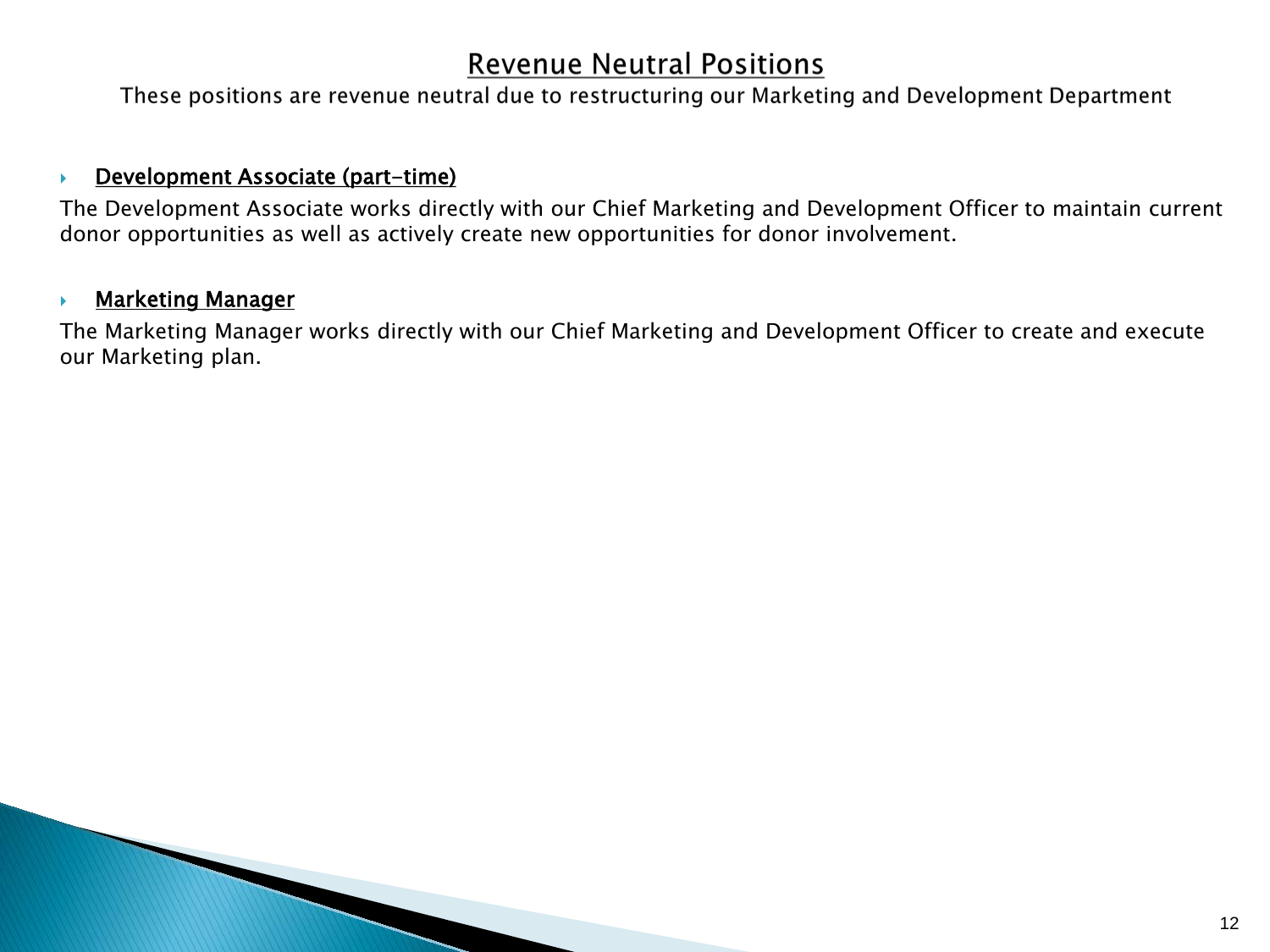# Revenue Neutral Positions

These positions are revenue neutral due to restructuring our Marketing and Development Department

- **Development Associate (part-time)**

The Development Associate works directly with our Chief Marketing and Development Officer to maintain current donor opportunities as well as actively create new opportunities for donor involvement.

- **Marketing Manager**

The Marketing Manager works directly with our Chief Marketing and Development Officer to create and execute our Marketing plan.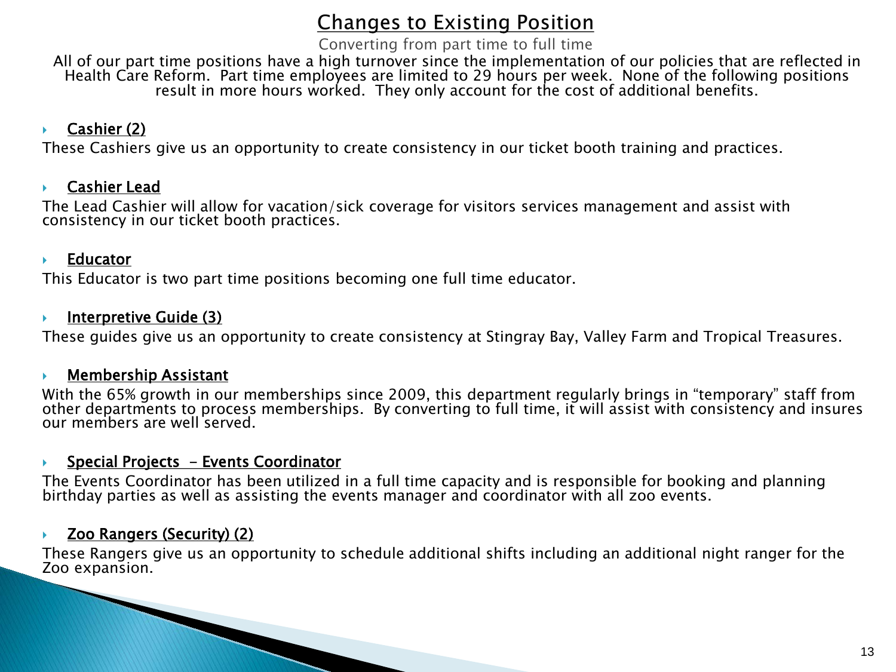# Changes to Existing Position

Converting from part time to full time

All of our part time positions have a high turnover since the implementation of our policies that are reflected in Health Care Reform. Part time employees are limited to 29 hours per week. None of the following positions result in more hours worked. They only account for the cost of additional benefits.

- **Cashier (2)**

These Cashiers give us an opportunity to create consistency in our ticket booth training and practices.

- **Cashier Lead**

The Lead Cashier will allow for vacation/sick coverage for visitors services management and assist with consistency in our ticket booth practices.

- **Educator**

This Educator is two part time positions becoming one full time educator.

- **Interpretive Guide (3)**

These guides give us an opportunity to create consistency at Stingray Bay, Valley Farm and Tropical Treasures.

- **Membership Assistant**

With the 65% growth in our memberships since 2009, this department regularly brings in "temporary" staff from other departments to process memberships. By converting to full time, it will assist with consistency and insures our members are well served.

- **Special Projects - Events Coordinator**

The Events Coordinator has been utilized in a full time capacity and is responsible for booking and planning birthday parties as well as assisting the events manager and coordinator with all zoo events.

- **Zoo Rangers (Security) (2)**

These Rangers give us an opportunity to schedule additional shifts including an additional night ranger for the Zoo expansion.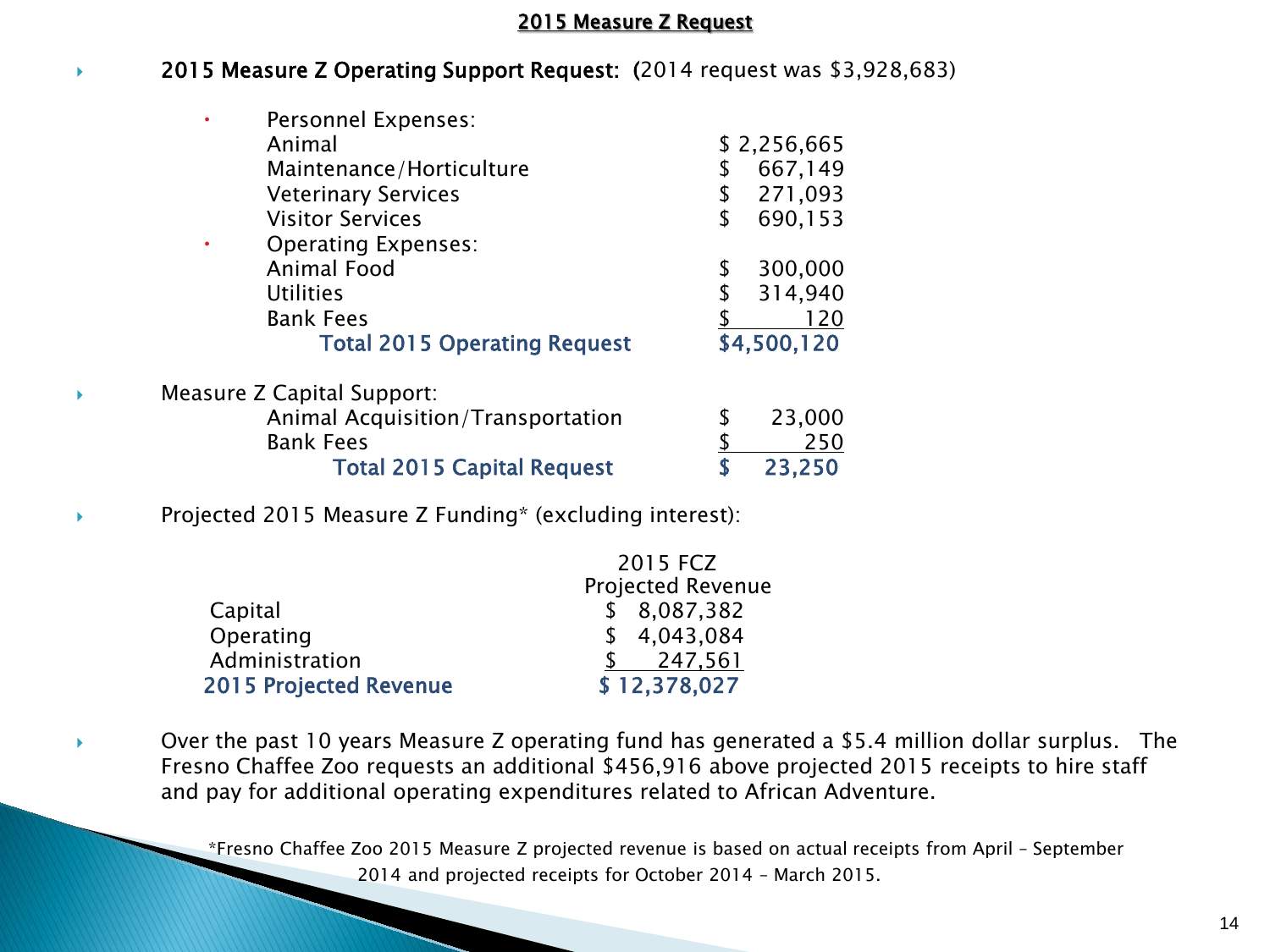# 2015 Measure Z Request

- **2015 Measure Z Operating Support Request:** (2014 request was $3,928,683)

| | |
|---|---|
| **Personnel Expenses:** | |
| Animal | $ 2,256,665 |
| Maintenance/Horticulture | $ 667,149 |
| Veterinary Services | $ 271,093 |
| Visitor Services | $ 690,153 |
| **Operating Expenses:** | |
| Animal Food | $ 300,000 |
| Utilities | $ 314,940 |
| Bank Fees | $ 120 |
| **Total 2015 Operating Request** | **$4,500,120** |

- Measure Z Capital Support:

| | |
|---|---|
| Animal Acquisition/Transportation | $ 23,000 |
| Bank Fees | $ 250 |
| **Total 2015 Capital Request** | **$ 23,250** |

- Projected 2015 Measure Z Funding* (excluding interest):

| | 2015 FCZ Projected Revenue |
|---|---|
| Capital | $ 8,087,382 |
| Operating | $ 4,043,084 |
| Administration | $ 247,561 |
| **2015 Projected Revenue** | **$ 12,378,027** |

- Over the past 10 years Measure Z operating fund has generated a $5.4 million dollar surplus. The Fresno Chaffee Zoo requests an additional $456,916 above projected 2015 receipts to hire staff and pay for additional operating expenditures related to African Adventure.

*Fresno Chaffee Zoo 2015 Measure Z projected revenue is based on actual receipts from April – September 2014 and projected receipts for October 2014 – March 2015.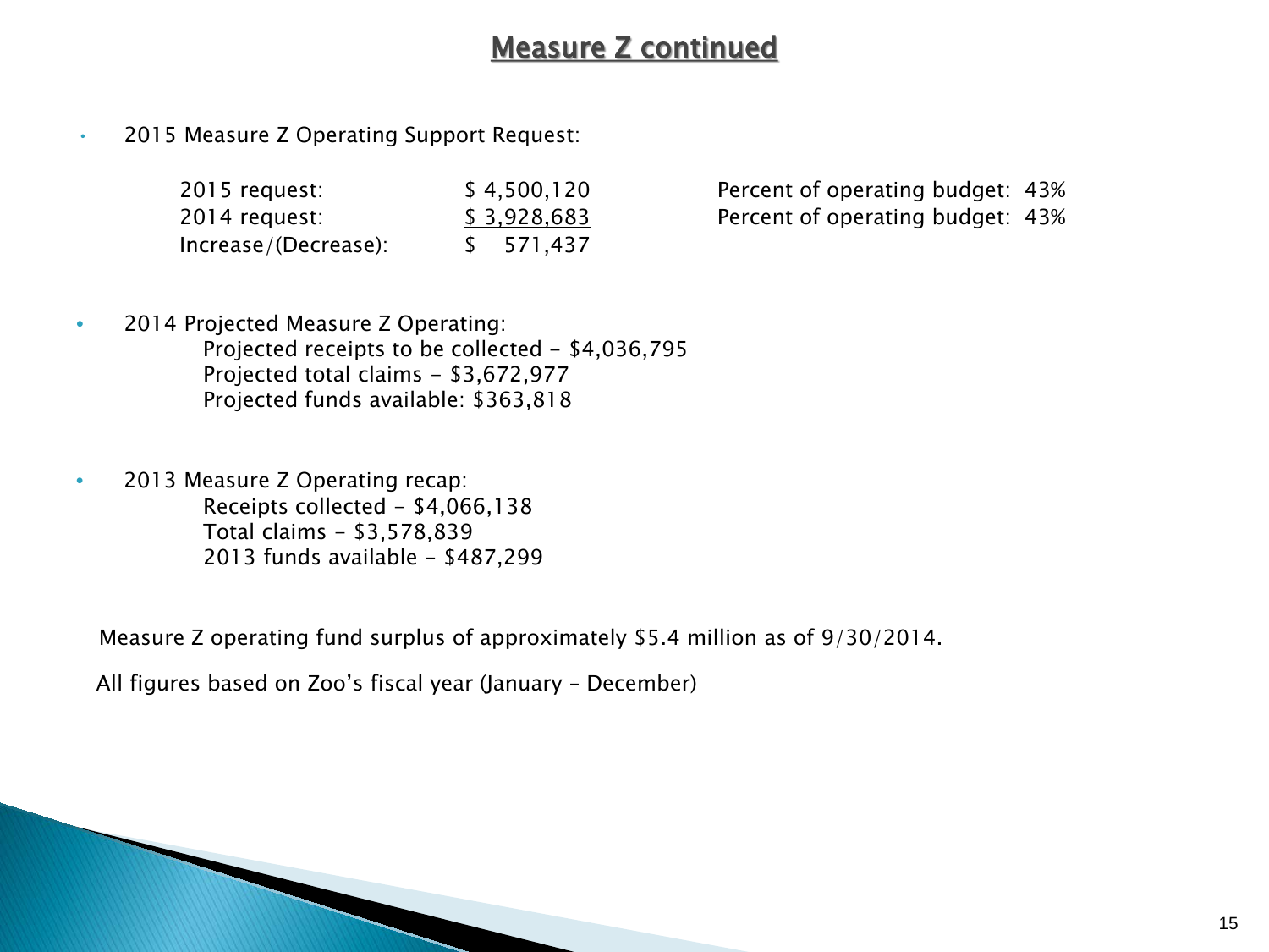# Measure Z continued

- 2015 Measure Z Operating Support Request:

| | | |
|---|---|---|
| 2015 request: | $ 4,500,120 | Percent of operating budget: 43% |
| 2014 request: | $ 3,928,683 | Percent of operating budget: 43% |
| Increase/(Decrease): | $ 571,437 | |

- 2014 Projected Measure Z Operating:
  - Projected receipts to be collected – $4,036,795
  - Projected total claims – $3,672,977
  - Projected funds available: $363,818

- 2013 Measure Z Operating recap:
  - Receipts collected – $4,066,138
  - Total claims – $3,578,839
  - 2013 funds available – $487,299

Measure Z operating fund surplus of approximately $5.4 million as of 9/30/2014.

All figures based on Zoo's fiscal year (January – December)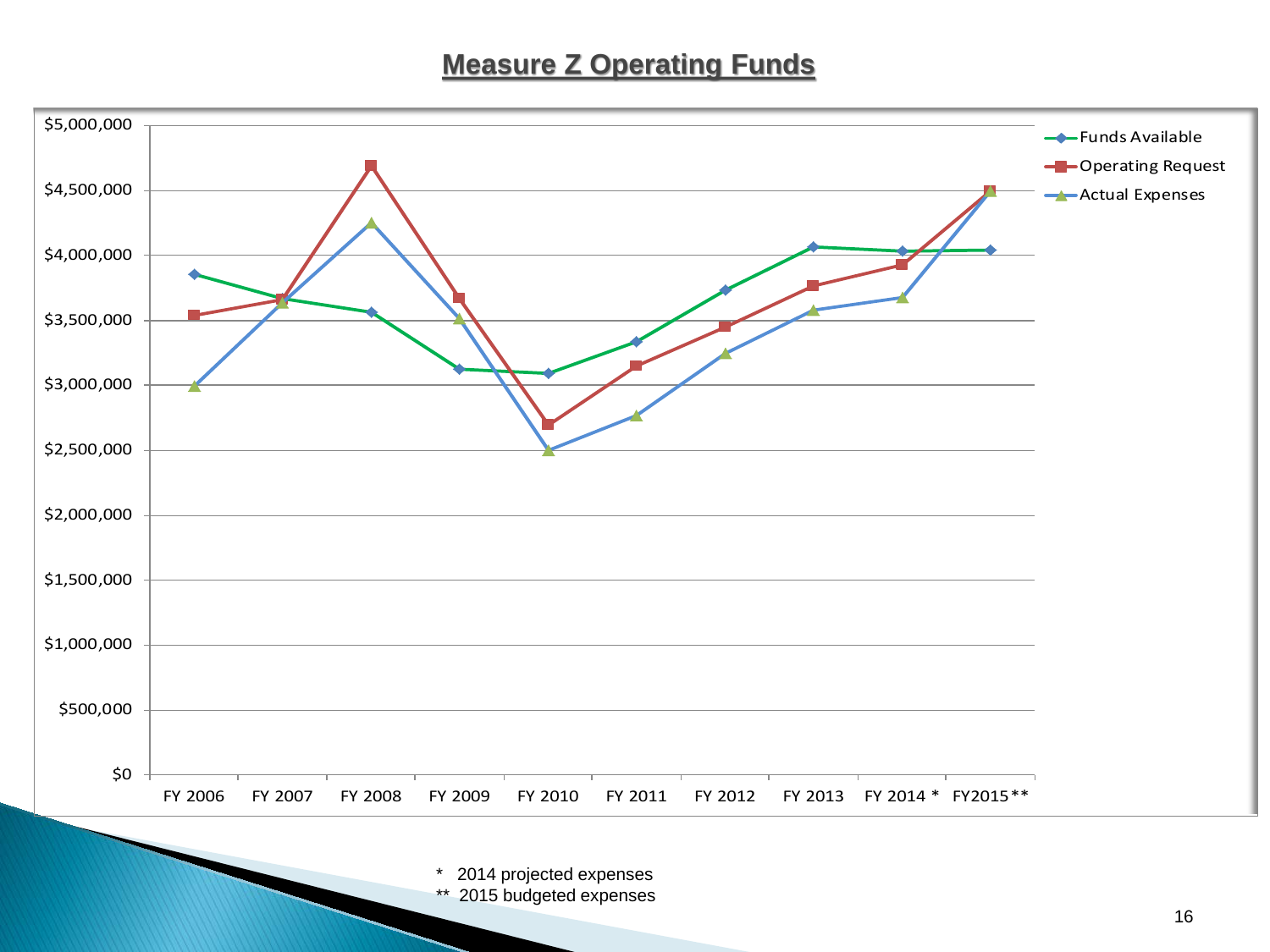# Measure Z Operating Funds

\*  2014 projected expenses
\*\*  2015 budgeted expenses

# Measure Z Operating Funds

*  2014 projected expenses
**  2015 budgeted expenses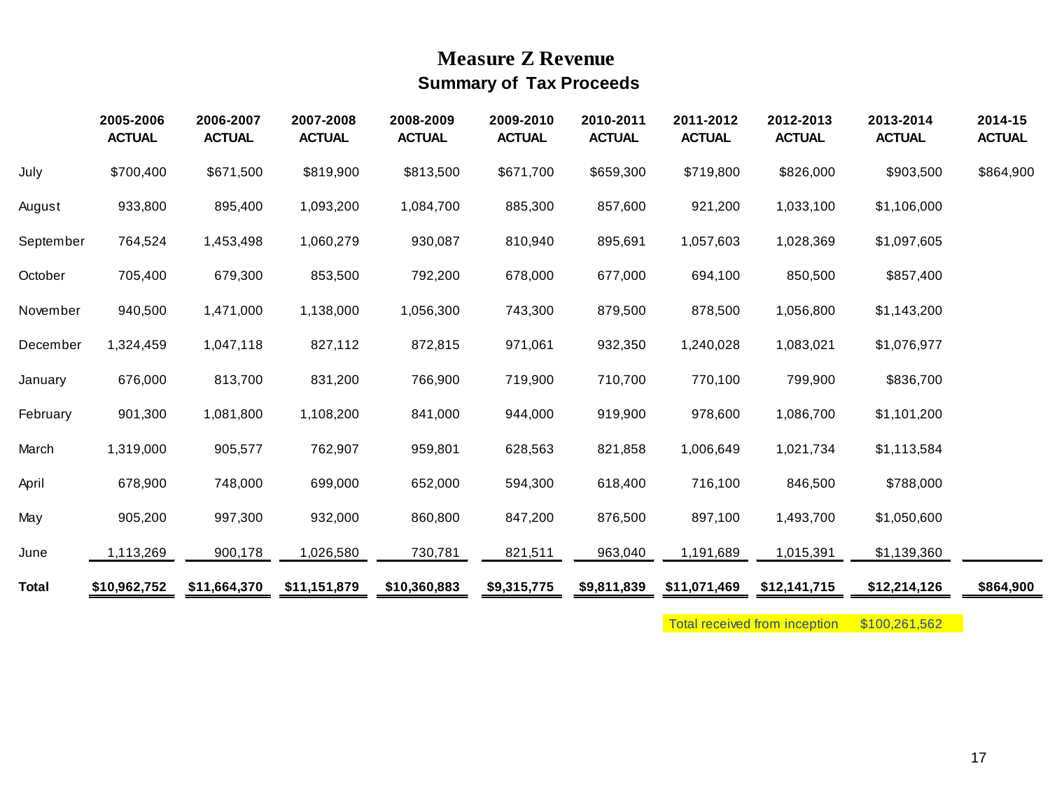# Measure Z Revenue

## Summary of Tax Proceeds

| | 2005-2006 ACTUAL | 2006-2007 ACTUAL | 2007-2008 ACTUAL | 2008-2009 ACTUAL | 2009-2010 ACTUAL | 2010-2011 ACTUAL | 2011-2012 ACTUAL | 2012-2013 ACTUAL | 2013-2014 ACTUAL | 2014-15 ACTUAL |
|---|---|---|---|---|---|---|---|---|---|---|
| July | $700,400 | $671,500 | $819,900 | $813,500 | $671,700 | $659,300 | $719,800 | $826,000 | $903,500 | $864,900 |
| August | 933,800 | 895,400 | 1,093,200 | 1,084,700 | 885,300 | 857,600 | 921,200 | 1,033,100 | $1,106,000 | |
| September | 764,524 | 1,453,498 | 1,060,279 | 930,087 | 810,940 | 895,691 | 1,057,603 | 1,028,369 | $1,097,605 | |
| October | 705,400 | 679,300 | 853,500 | 792,200 | 678,000 | 677,000 | 694,100 | 850,500 | $857,400 | |
| November | 940,500 | 1,471,000 | 1,138,000 | 1,056,300 | 743,300 | 879,500 | 878,500 | 1,056,800 | $1,143,200 | |
| December | 1,324,459 | 1,047,118 | 827,112 | 872,815 | 971,061 | 932,350 | 1,240,028 | 1,083,021 | $1,076,977 | |
| January | 676,000 | 813,700 | 831,200 | 766,900 | 719,900 | 710,700 | 770,100 | 799,900 | $836,700 | |
| February | 901,300 | 1,081,800 | 1,108,200 | 841,000 | 944,000 | 919,900 | 978,600 | 1,086,700 | $1,101,200 | |
| March | 1,319,000 | 905,577 | 762,907 | 959,801 | 628,563 | 821,858 | 1,006,649 | 1,021,734 | $1,113,584 | |
| April | 678,900 | 748,000 | 699,000 | 652,000 | 594,300 | 618,400 | 716,100 | 846,500 | $788,000 | |
| May | 905,200 | 997,300 | 932,000 | 860,800 | 847,200 | 876,500 | 897,100 | 1,493,700 | $1,050,600 | |
| June | 1,113,269 | 900,178 | 1,026,580 | 730,781 | 821,511 | 963,040 | 1,191,689 | 1,015,391 | $1,139,360 | |
| **Total** | **$10,962,752** | **$11,664,370** | **$11,151,879** | **$10,360,883** | **$9,315,775** | **$9,811,839** | **$11,071,469** | **$12,141,715** | **$12,214,126** | **$864,900** |

Total received from inception $100,261,562